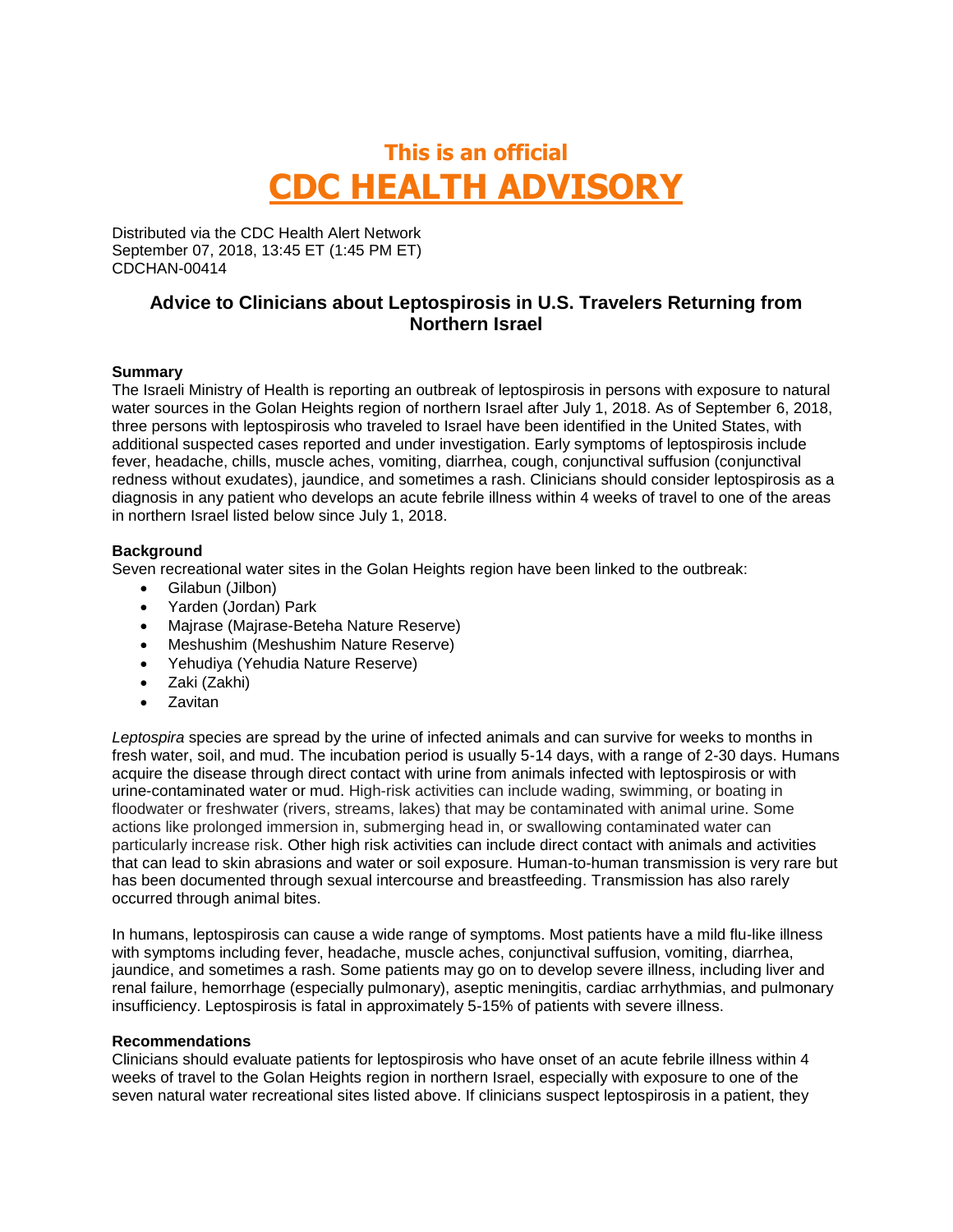# This is an official
# CDC HEALTH ADVISORY

Distributed via the CDC Health Alert Network
September 07, 2018, 13:45 ET (1:45 PM ET)
CDCHAN-00414

## Advice to Clinicians about Leptospirosis in U.S. Travelers Returning from Northern Israel

### Summary

The Israeli Ministry of Health is reporting an outbreak of leptospirosis in persons with exposure to natural water sources in the Golan Heights region of northern Israel after July 1, 2018. As of September 6, 2018, three persons with leptospirosis who traveled to Israel have been identified in the United States, with additional suspected cases reported and under investigation. Early symptoms of leptospirosis include fever, headache, chills, muscle aches, vomiting, diarrhea, cough, conjunctival suffusion (conjunctival redness without exudates), jaundice, and sometimes a rash. Clinicians should consider leptospirosis as a diagnosis in any patient who develops an acute febrile illness within 4 weeks of travel to one of the areas in northern Israel listed below since July 1, 2018.

### Background

Seven recreational water sites in the Golan Heights region have been linked to the outbreak:

- Gilabun (Jilbon)
- Yarden (Jordan) Park
- Majrase (Majrase-Beteha Nature Reserve)
- Meshushim (Meshushim Nature Reserve)
- Yehudiya (Yehudia Nature Reserve)
- Zaki (Zakhi)
- Zavitan

*Leptospira* species are spread by the urine of infected animals and can survive for weeks to months in fresh water, soil, and mud. The incubation period is usually 5-14 days, with a range of 2-30 days. Humans acquire the disease through direct contact with urine from animals infected with leptospirosis or with urine-contaminated water or mud. High-risk activities can include wading, swimming, or boating in floodwater or freshwater (rivers, streams, lakes) that may be contaminated with animal urine. Some actions like prolonged immersion in, submerging head in, or swallowing contaminated water can particularly increase risk. Other high risk activities can include direct contact with animals and activities that can lead to skin abrasions and water or soil exposure. Human-to-human transmission is very rare but has been documented through sexual intercourse and breastfeeding. Transmission has also rarely occurred through animal bites.

In humans, leptospirosis can cause a wide range of symptoms. Most patients have a mild flu-like illness with symptoms including fever, headache, muscle aches, conjunctival suffusion, vomiting, diarrhea, jaundice, and sometimes a rash. Some patients may go on to develop severe illness, including liver and renal failure, hemorrhage (especially pulmonary), aseptic meningitis, cardiac arrhythmias, and pulmonary insufficiency. Leptospirosis is fatal in approximately 5-15% of patients with severe illness.

### Recommendations

Clinicians should evaluate patients for leptospirosis who have onset of an acute febrile illness within 4 weeks of travel to the Golan Heights region in northern Israel, especially with exposure to one of the seven natural water recreational sites listed above. If clinicians suspect leptospirosis in a patient, they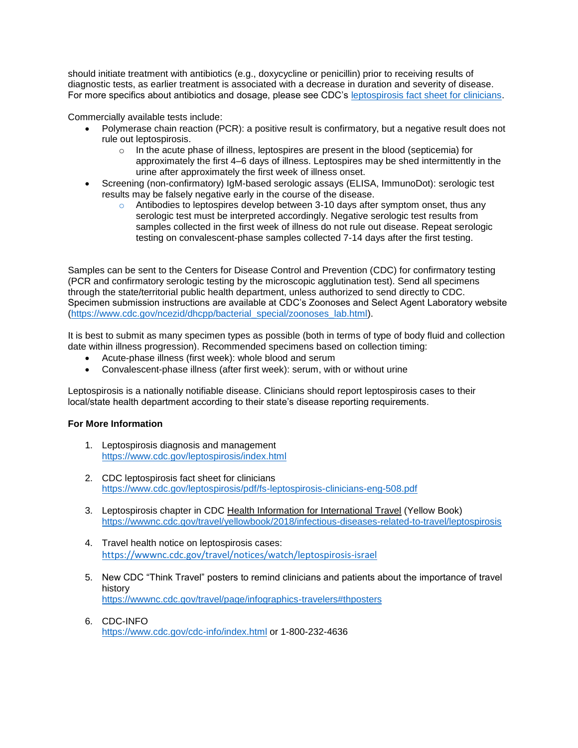should initiate treatment with antibiotics (e.g., doxycycline or penicillin) prior to receiving results of diagnostic tests, as earlier treatment is associated with a decrease in duration and severity of disease. For more specifics about antibiotics and dosage, please see CDC's [leptospirosis fact sheet for clinicians](https://www.cdc.gov/leptospirosis/pdf/fs-leptospirosis-clinicians-eng-508.pdf).

Commercially available tests include:

- Polymerase chain reaction (PCR): a positive result is confirmatory, but a negative result does not rule out leptospirosis.
  - In the acute phase of illness, leptospires are present in the blood (septicemia) for approximately the first 4–6 days of illness. Leptospires may be shed intermittently in the urine after approximately the first week of illness onset.
- Screening (non-confirmatory) IgM-based serologic assays (ELISA, ImmunoDot): serologic test results may be falsely negative early in the course of the disease.
  - Antibodies to leptospires develop between 3-10 days after symptom onset, thus any serologic test must be interpreted accordingly. Negative serologic test results from samples collected in the first week of illness do not rule out disease. Repeat serologic testing on convalescent-phase samples collected 7-14 days after the first testing.

Samples can be sent to the Centers for Disease Control and Prevention (CDC) for confirmatory testing (PCR and confirmatory serologic testing by the microscopic agglutination test). Send all specimens through the state/territorial public health department, unless authorized to send directly to CDC. Specimen submission instructions are available at CDC's Zoonoses and Select Agent Laboratory website (https://www.cdc.gov/ncezid/dhcpp/bacterial_special/zoonoses_lab.html).

It is best to submit as many specimen types as possible (both in terms of type of body fluid and collection date within illness progression). Recommended specimens based on collection timing:

- Acute-phase illness (first week): whole blood and serum
- Convalescent-phase illness (after first week): serum, with or without urine

Leptospirosis is a nationally notifiable disease. Clinicians should report leptospirosis cases to their local/state health department according to their state's disease reporting requirements.

**For More Information**

1. Leptospirosis diagnosis and management
   https://www.cdc.gov/leptospirosis/index.html

2. CDC leptospirosis fact sheet for clinicians
   https://www.cdc.gov/leptospirosis/pdf/fs-leptospirosis-clinicians-eng-508.pdf

3. Leptospirosis chapter in CDC Health Information for International Travel (Yellow Book)
   https://wwwnc.cdc.gov/travel/yellowbook/2018/infectious-diseases-related-to-travel/leptospirosis

4. Travel health notice on leptospirosis cases:
   https://wwwnc.cdc.gov/travel/notices/watch/leptospirosis-israel

5. New CDC "Think Travel" posters to remind clinicians and patients about the importance of travel history
   https://wwwnc.cdc.gov/travel/page/infographics-travelers#thposters

6. CDC-INFO
   https://www.cdc.gov/cdc-info/index.html or 1-800-232-4636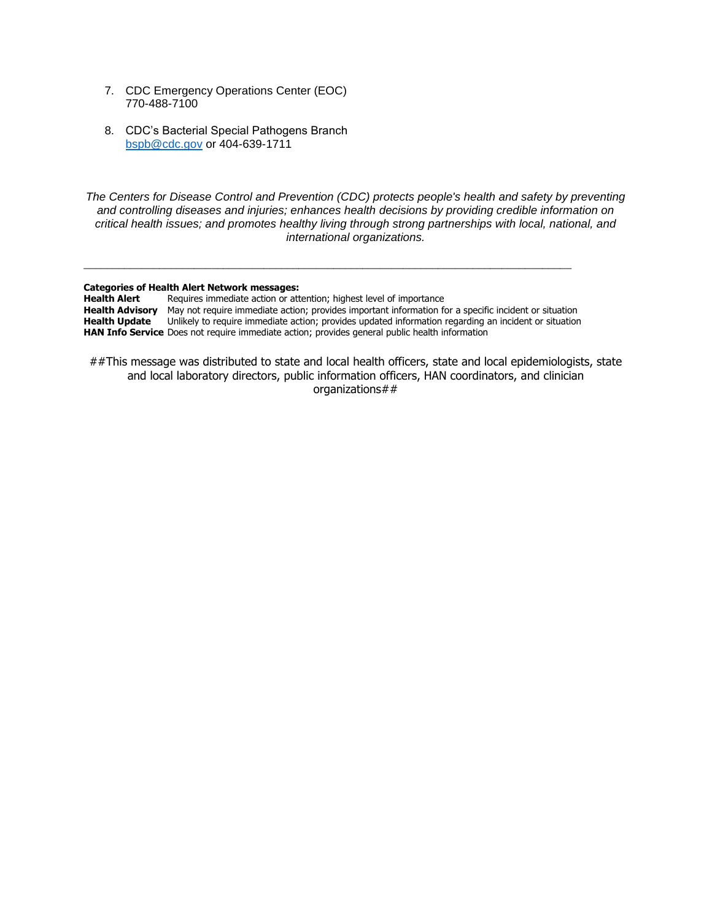7. CDC Emergency Operations Center (EOC)
   770-488-7100

8. CDC's Bacterial Special Pathogens Branch
   bspb@cdc.gov or 404-639-1711

*The Centers for Disease Control and Prevention (CDC) protects people's health and safety by preventing and controlling diseases and injuries; enhances health decisions by providing credible information on critical health issues; and promotes healthy living through strong partnerships with local, national, and international organizations.*

---

**Categories of Health Alert Network messages:**

| | |
|---|---|
| **Health Alert** | Requires immediate action or attention; highest level of importance |
| **Health Advisory** | May not require immediate action; provides important information for a specific incident or situation |
| **Health Update** | Unlikely to require immediate action; provides updated information regarding an incident or situation |
| **HAN Info Service** | Does not require immediate action; provides general public health information |

##This message was distributed to state and local health officers, state and local epidemiologists, state and local laboratory directors, public information officers, HAN coordinators, and clinician organizations##